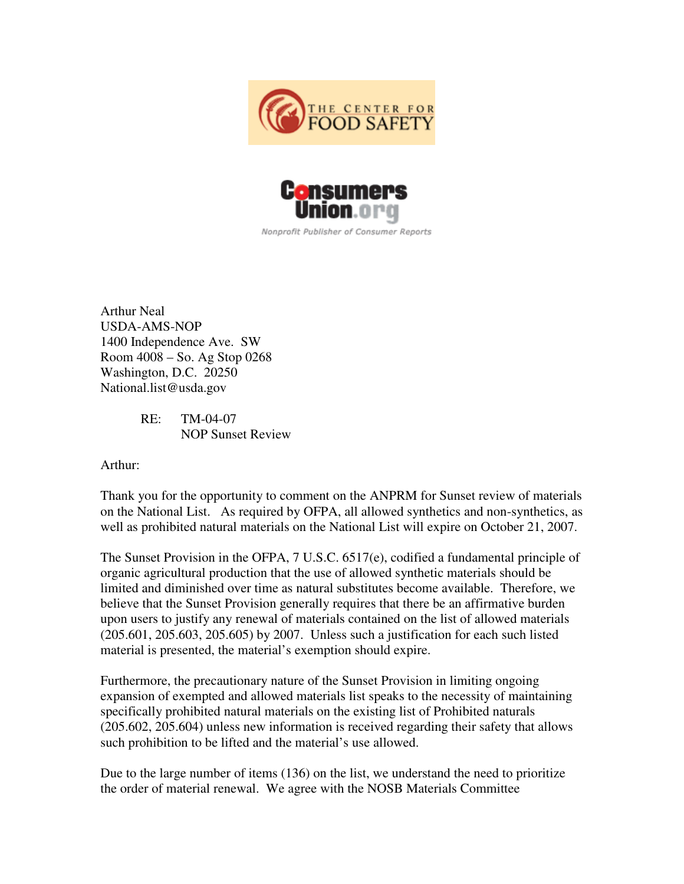THE CENTER FOR FOOD SAFETY

Consumers Union.org

Nonprofit Publisher of Consumer Reports

Arthur Neal
USDA-AMS-NOP
1400 Independence Ave. SW
Room 4008 – So. Ag Stop 0268
Washington, D.C. 20250
National.list@usda.gov

RE: TM-04-07
NOP Sunset Review

Arthur:

Thank you for the opportunity to comment on the ANPRM for Sunset review of materials on the National List. As required by OFPA, all allowed synthetics and non-synthetics, as well as prohibited natural materials on the National List will expire on October 21, 2007.

The Sunset Provision in the OFPA, 7 U.S.C. 6517(e), codified a fundamental principle of organic agricultural production that the use of allowed synthetic materials should be limited and diminished over time as natural substitutes become available. Therefore, we believe that the Sunset Provision generally requires that there be an affirmative burden upon users to justify any renewal of materials contained on the list of allowed materials (205.601, 205.603, 205.605) by 2007. Unless such a justification for each such listed material is presented, the material's exemption should expire.

Furthermore, the precautionary nature of the Sunset Provision in limiting ongoing expansion of exempted and allowed materials list speaks to the necessity of maintaining specifically prohibited natural materials on the existing list of Prohibited naturals (205.602, 205.604) unless new information is received regarding their safety that allows such prohibition to be lifted and the material's use allowed.

Due to the large number of items (136) on the list, we understand the need to prioritize the order of material renewal. We agree with the NOSB Materials Committee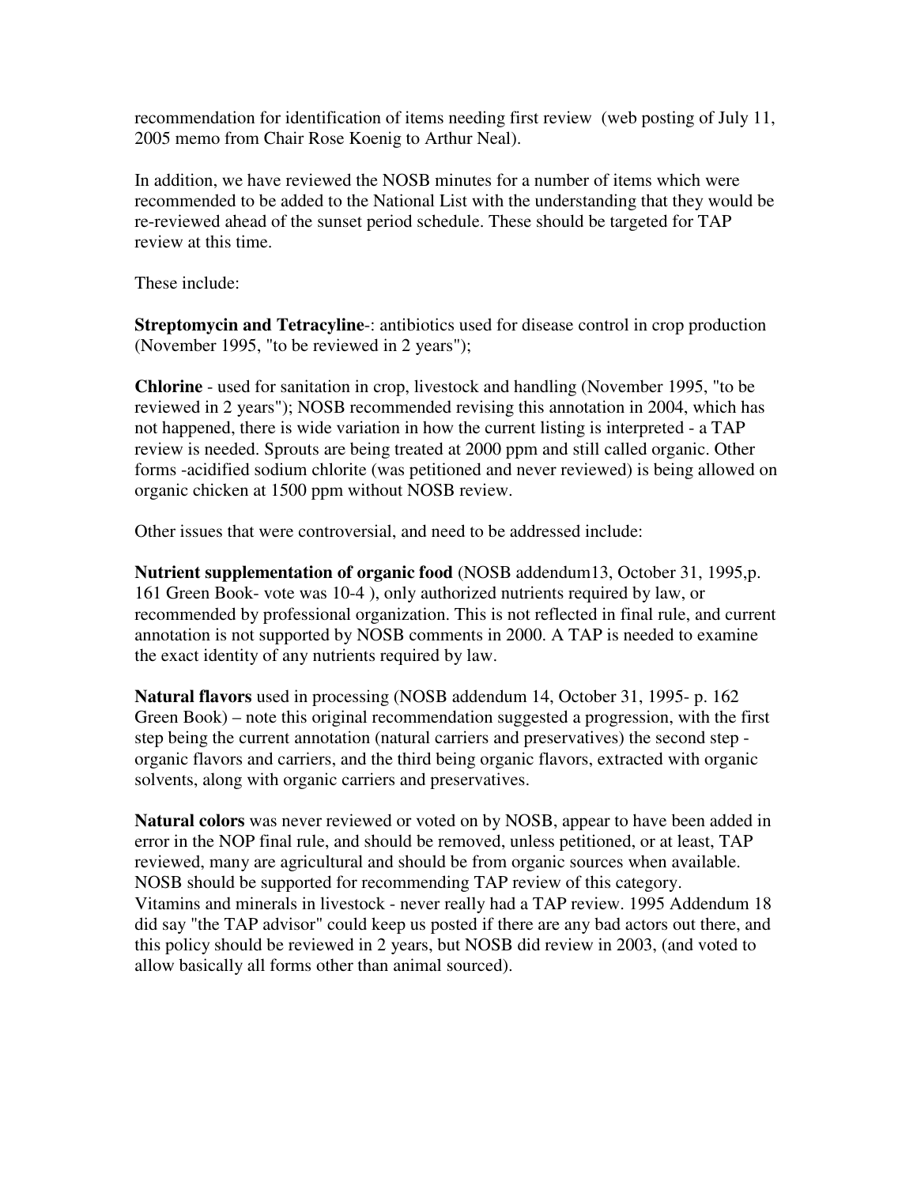recommendation for identification of items needing first review (web posting of July 11, 2005 memo from Chair Rose Koenig to Arthur Neal).

In addition, we have reviewed the NOSB minutes for a number of items which were recommended to be added to the National List with the understanding that they would be re-reviewed ahead of the sunset period schedule. These should be targeted for TAP review at this time.

These include:

**Streptomycin and Tetracyline**-: antibiotics used for disease control in crop production (November 1995, "to be reviewed in 2 years");

**Chlorine** - used for sanitation in crop, livestock and handling (November 1995, "to be reviewed in 2 years"); NOSB recommended revising this annotation in 2004, which has not happened, there is wide variation in how the current listing is interpreted - a TAP review is needed. Sprouts are being treated at 2000 ppm and still called organic. Other forms -acidified sodium chlorite (was petitioned and never reviewed) is being allowed on organic chicken at 1500 ppm without NOSB review.

Other issues that were controversial, and need to be addressed include:

**Nutrient supplementation of organic food** (NOSB addendum13, October 31, 1995,p. 161 Green Book- vote was 10-4 ), only authorized nutrients required by law, or recommended by professional organization. This is not reflected in final rule, and current annotation is not supported by NOSB comments in 2000. A TAP is needed to examine the exact identity of any nutrients required by law.

**Natural flavors** used in processing (NOSB addendum 14, October 31, 1995- p. 162 Green Book) – note this original recommendation suggested a progression, with the first step being the current annotation (natural carriers and preservatives) the second step - organic flavors and carriers, and the third being organic flavors, extracted with organic solvents, along with organic carriers and preservatives.

**Natural colors** was never reviewed or voted on by NOSB, appear to have been added in error in the NOP final rule, and should be removed, unless petitioned, or at least, TAP reviewed, many are agricultural and should be from organic sources when available. NOSB should be supported for recommending TAP review of this category.
Vitamins and minerals in livestock - never really had a TAP review. 1995 Addendum 18 did say "the TAP advisor" could keep us posted if there are any bad actors out there, and this policy should be reviewed in 2 years, but NOSB did review in 2003, (and voted to allow basically all forms other than animal sourced).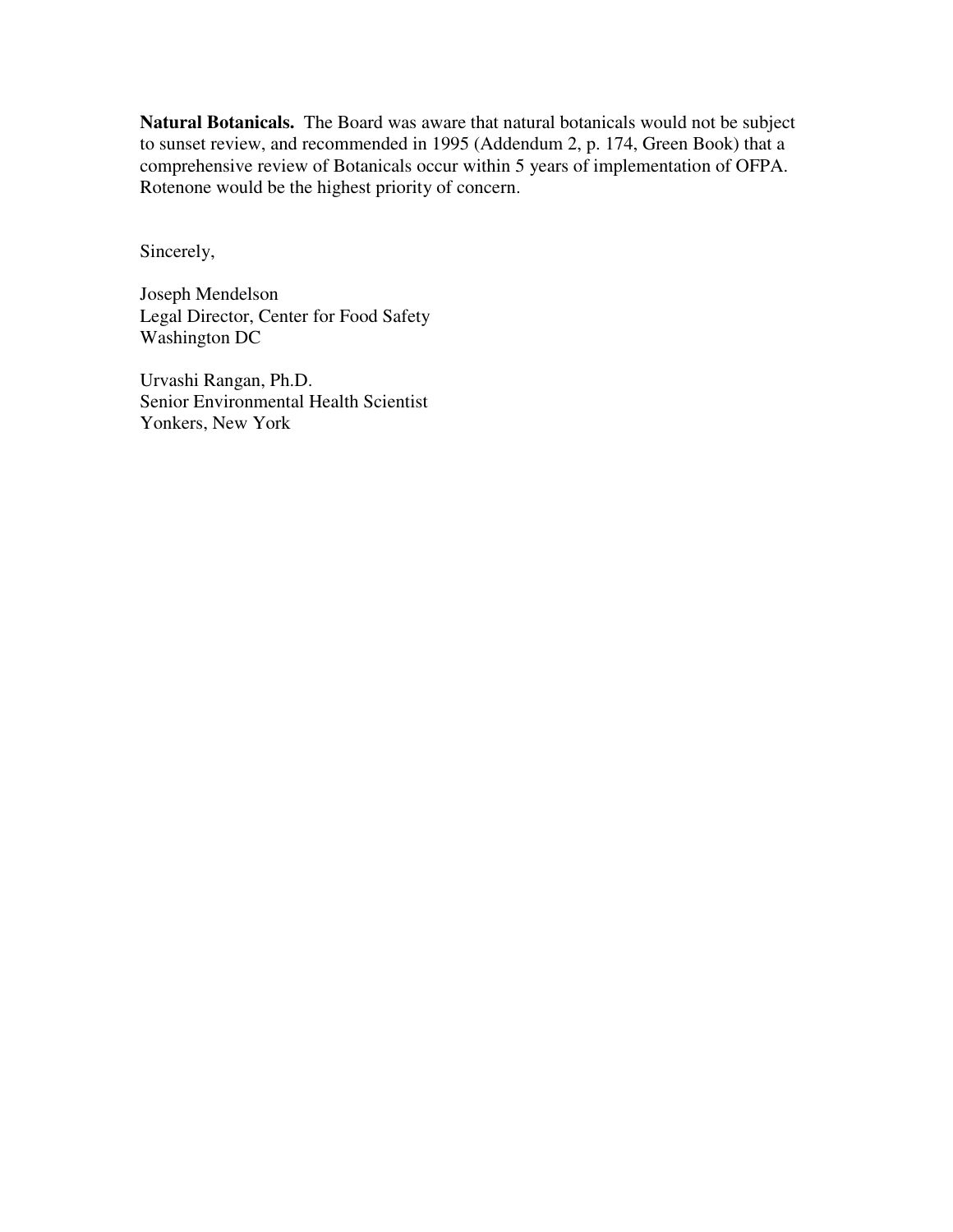**Natural Botanicals.** The Board was aware that natural botanicals would not be subject to sunset review, and recommended in 1995 (Addendum 2, p. 174, Green Book) that a comprehensive review of Botanicals occur within 5 years of implementation of OFPA. Rotenone would be the highest priority of concern.

Sincerely,

Joseph Mendelson
Legal Director, Center for Food Safety
Washington DC

Urvashi Rangan, Ph.D.
Senior Environmental Health Scientist
Yonkers, New York